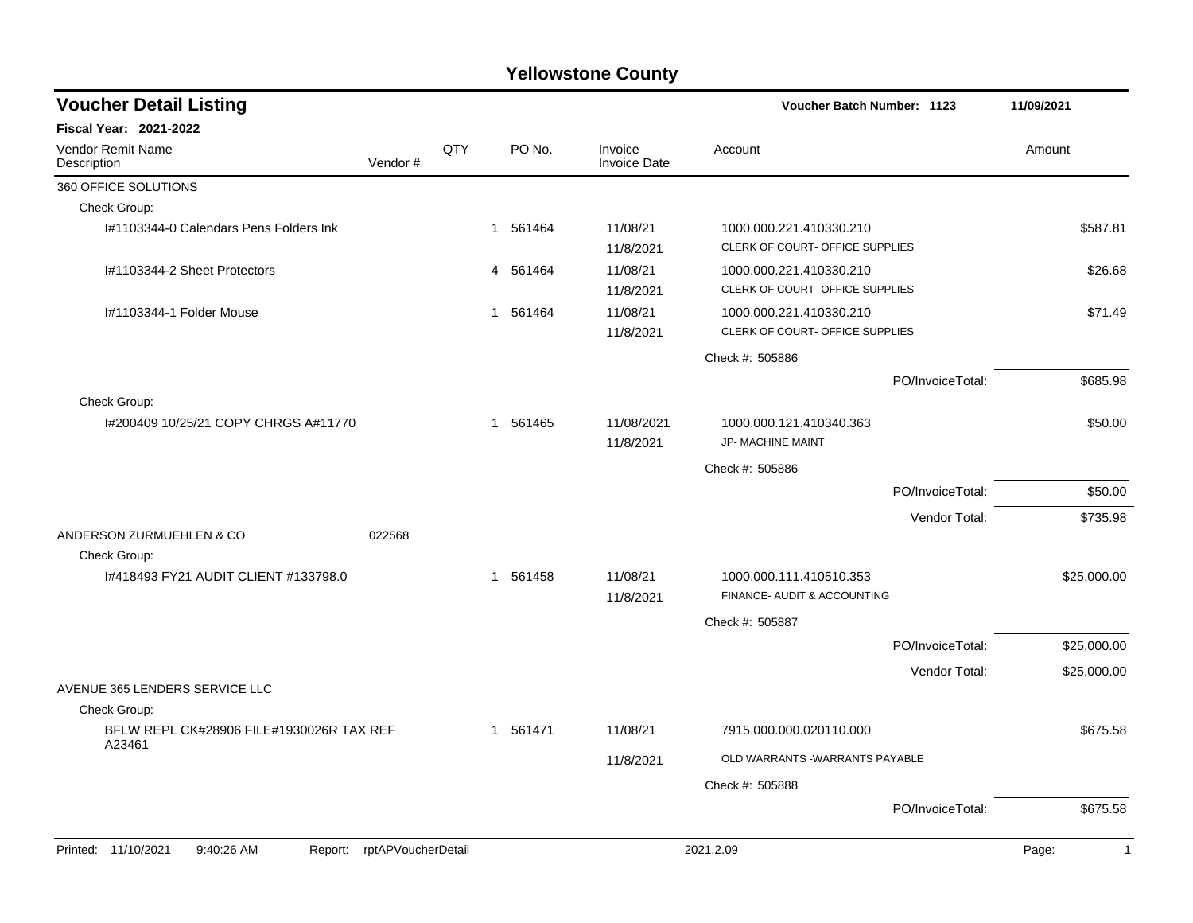# Yellowstone County

## Voucher Detail Listing

**Voucher Batch Number: 1123** 11/09/2021

**Fiscal Year: 2021-2022**

| Vendor Remit Name / Description | Vendor # | QTY | PO No. | Invoice / Invoice Date | Account | Amount |
|---|---|---|---|---|---|---|
| 360 OFFICE SOLUTIONS | | | | | | |
| Check Group: | | | | | | |
| I#1103344-0 Calendars Pens Folders Ink | | 1 | 561464 | 11/08/21<br>11/8/2021 | 1000.000.221.410330.210<br>CLERK OF COURT- OFFICE SUPPLIES | $587.81 |
| I#1103344-2 Sheet Protectors | | 4 | 561464 | 11/08/21<br>11/8/2021 | 1000.000.221.410330.210<br>CLERK OF COURT- OFFICE SUPPLIES | $26.68 |
| I#1103344-1 Folder Mouse | | 1 | 561464 | 11/08/21<br>11/8/2021 | 1000.000.221.410330.210<br>CLERK OF COURT- OFFICE SUPPLIES | $71.49 |
| | | | | | Check #: 505886 | |
| | | | | | PO/InvoiceTotal: | $685.98 |
| Check Group: | | | | | | |
| I#200409 10/25/21 COPY CHRGS A#11770 | | 1 | 561465 | 11/08/2021<br>11/8/2021 | 1000.000.121.410340.363<br>JP- MACHINE MAINT | $50.00 |
| | | | | | Check #: 505886 | |
| | | | | | PO/InvoiceTotal: | $50.00 |
| | | | | | Vendor Total: | $735.98 |
| ANDERSON ZURMUEHLEN & CO | 022568 | | | | | |
| Check Group: | | | | | | |
| I#418493 FY21 AUDIT CLIENT #133798.0 | | 1 | 561458 | 11/08/21<br>11/8/2021 | 1000.000.111.410510.353<br>FINANCE- AUDIT & ACCOUNTING | $25,000.00 |
| | | | | | Check #: 505887 | |
| | | | | | PO/InvoiceTotal: | $25,000.00 |
| | | | | | Vendor Total: | $25,000.00 |
| AVENUE 365 LENDERS SERVICE LLC | | | | | | |
| Check Group: | | | | | | |
| BFLW REPL CK#28906 FILE#1930026R TAX REF A23461 | | 1 | 561471 | 11/08/21<br>11/8/2021 | 7915.000.000.020110.000<br>OLD WARRANTS -WARRANTS PAYABLE | $675.58 |
| | | | | | Check #: 505888 | |
| | | | | | PO/InvoiceTotal: | $675.58 |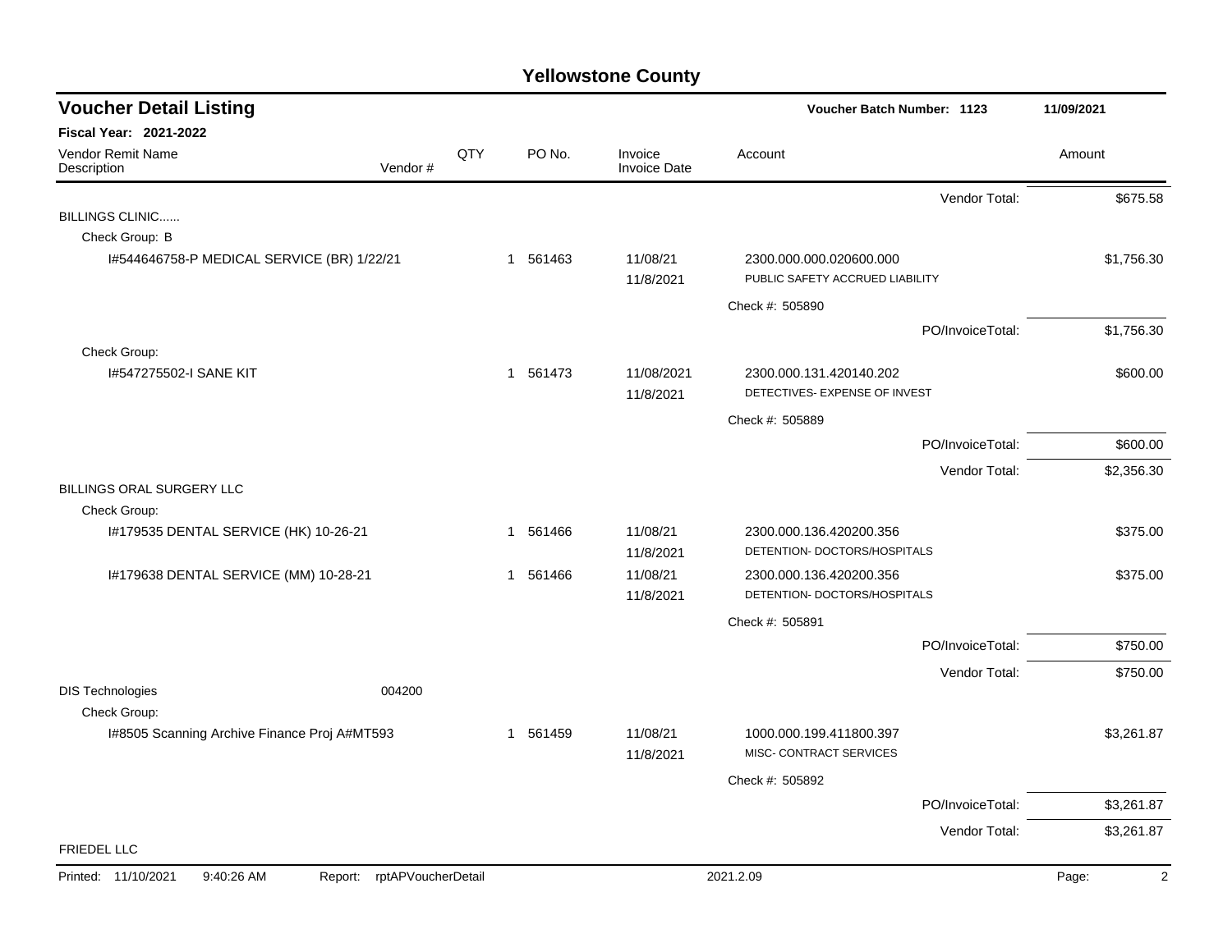# Yellowstone County

## Voucher Detail Listing

**Voucher Batch Number: 1123** — 11/09/2021

**Fiscal Year: 2021-2022**

| Vendor Remit Name / Description | Vendor # | QTY | PO No. | Invoice / Invoice Date | Account | Amount |
|---|---|---|---|---|---|---|
| | | | | | Vendor Total: | $675.58 |
| BILLINGS CLINIC...... | | | | | | |
| Check Group: B | | | | | | |
| I#544646758-P MEDICAL SERVICE (BR) 1/22/21 | | 1 | 561463 | 11/08/21<br>11/8/2021 | 2300.000.000.020600.000<br>PUBLIC SAFETY ACCRUED LIABILITY | $1,756.30 |
| | | | | | Check #: 505890 | |
| | | | | | PO/InvoiceTotal: | $1,756.30 |
| Check Group: | | | | | | |
| I#547275502-I SANE KIT | | 1 | 561473 | 11/08/2021<br>11/8/2021 | 2300.000.131.420140.202<br>DETECTIVES- EXPENSE OF INVEST | $600.00 |
| | | | | | Check #: 505889 | |
| | | | | | PO/InvoiceTotal: | $600.00 |
| | | | | | Vendor Total: | $2,356.30 |
| BILLINGS ORAL SURGERY LLC | | | | | | |
| Check Group: | | | | | | |
| I#179535 DENTAL SERVICE (HK) 10-26-21 | | 1 | 561466 | 11/08/21<br>11/8/2021 | 2300.000.136.420200.356<br>DETENTION- DOCTORS/HOSPITALS | $375.00 |
| I#179638 DENTAL SERVICE (MM) 10-28-21 | | 1 | 561466 | 11/08/21<br>11/8/2021 | 2300.000.136.420200.356<br>DETENTION- DOCTORS/HOSPITALS | $375.00 |
| | | | | | Check #: 505891 | |
| | | | | | PO/InvoiceTotal: | $750.00 |
| | | | | | Vendor Total: | $750.00 |
| DIS Technologies | 004200 | | | | | |
| Check Group: | | | | | | |
| I#8505 Scanning Archive Finance Proj A#MT593 | | 1 | 561459 | 11/08/21<br>11/8/2021 | 1000.000.199.411800.397<br>MISC- CONTRACT SERVICES | $3,261.87 |
| | | | | | Check #: 505892 | |
| | | | | | PO/InvoiceTotal: | $3,261.87 |
| | | | | | Vendor Total: | $3,261.87 |
| FRIEDEL LLC | | | | | | |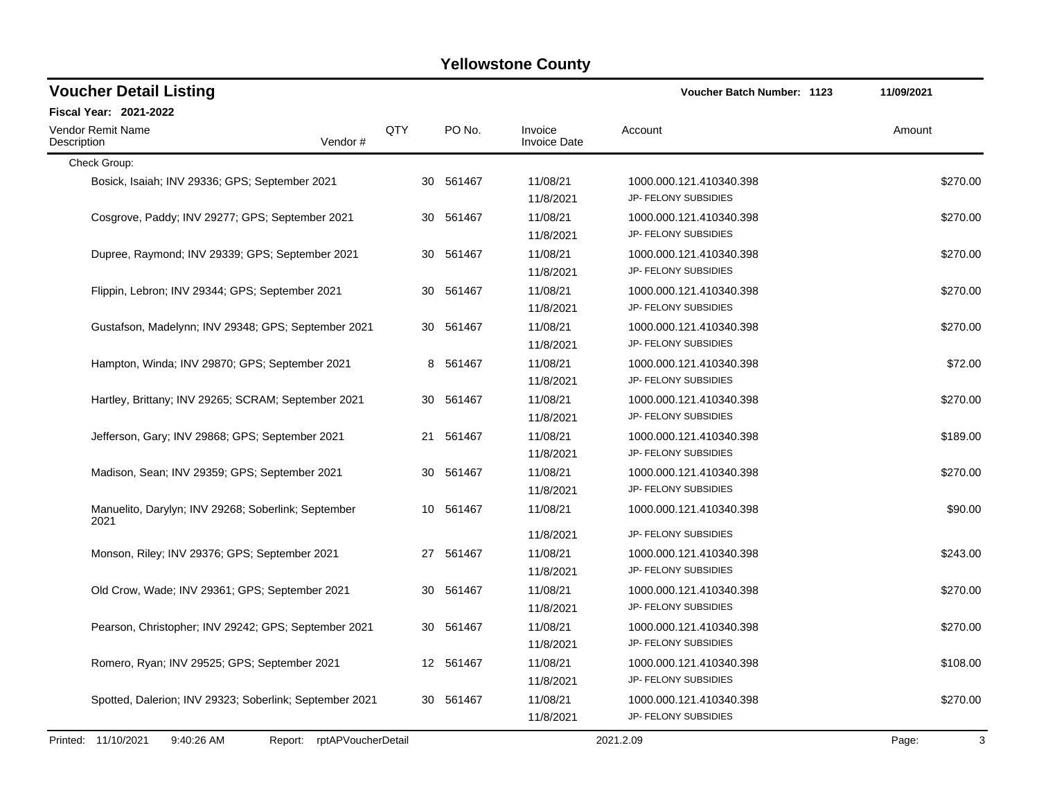# Yellowstone County

## Voucher Detail Listing

**Voucher Batch Number: 1123** 11/09/2021

**Fiscal Year: 2021-2022**

| Vendor Remit Name / Description | Vendor # | QTY | PO No. | Invoice / Invoice Date | Account | Amount |
|---|---|---|---|---|---|---|
| Check Group: | | | | | | |
| Bosick, Isaiah; INV 29336; GPS; September 2021 | | 30 | 561467 | 11/08/21 / 11/8/2021 | 1000.000.121.410340.398 / JP- FELONY SUBSIDIES | $270.00 |
| Cosgrove, Paddy; INV 29277; GPS; September 2021 | | 30 | 561467 | 11/08/21 / 11/8/2021 | 1000.000.121.410340.398 / JP- FELONY SUBSIDIES | $270.00 |
| Dupree, Raymond; INV 29339; GPS; September 2021 | | 30 | 561467 | 11/08/21 / 11/8/2021 | 1000.000.121.410340.398 / JP- FELONY SUBSIDIES | $270.00 |
| Flippin, Lebron; INV 29344; GPS; September 2021 | | 30 | 561467 | 11/08/21 / 11/8/2021 | 1000.000.121.410340.398 / JP- FELONY SUBSIDIES | $270.00 |
| Gustafson, Madelynn; INV 29348; GPS; September 2021 | | 30 | 561467 | 11/08/21 / 11/8/2021 | 1000.000.121.410340.398 / JP- FELONY SUBSIDIES | $270.00 |
| Hampton, Winda; INV 29870; GPS; September 2021 | | 8 | 561467 | 11/08/21 / 11/8/2021 | 1000.000.121.410340.398 / JP- FELONY SUBSIDIES | $72.00 |
| Hartley, Brittany; INV 29265; SCRAM; September 2021 | | 30 | 561467 | 11/08/21 / 11/8/2021 | 1000.000.121.410340.398 / JP- FELONY SUBSIDIES | $270.00 |
| Jefferson, Gary; INV 29868; GPS; September 2021 | | 21 | 561467 | 11/08/21 / 11/8/2021 | 1000.000.121.410340.398 / JP- FELONY SUBSIDIES | $189.00 |
| Madison, Sean; INV 29359; GPS; September 2021 | | 30 | 561467 | 11/08/21 / 11/8/2021 | 1000.000.121.410340.398 / JP- FELONY SUBSIDIES | $270.00 |
| Manuelito, Darylyn; INV 29268; Soberlink; September 2021 | | 10 | 561467 | 11/08/21 / 11/8/2021 | 1000.000.121.410340.398 / JP- FELONY SUBSIDIES | $90.00 |
| Monson, Riley; INV 29376; GPS; September 2021 | | 27 | 561467 | 11/08/21 / 11/8/2021 | 1000.000.121.410340.398 / JP- FELONY SUBSIDIES | $243.00 |
| Old Crow, Wade; INV 29361; GPS; September 2021 | | 30 | 561467 | 11/08/21 / 11/8/2021 | 1000.000.121.410340.398 / JP- FELONY SUBSIDIES | $270.00 |
| Pearson, Christopher; INV 29242; GPS; September 2021 | | 30 | 561467 | 11/08/21 / 11/8/2021 | 1000.000.121.410340.398 / JP- FELONY SUBSIDIES | $270.00 |
| Romero, Ryan; INV 29525; GPS; September 2021 | | 12 | 561467 | 11/08/21 / 11/8/2021 | 1000.000.121.410340.398 / JP- FELONY SUBSIDIES | $108.00 |
| Spotted, Dalerion; INV 29323; Soberlink; September 2021 | | 30 | 561467 | 11/08/21 / 11/8/2021 | 1000.000.121.410340.398 / JP- FELONY SUBSIDIES | $270.00 |

Printed: 11/10/2021 9:40:26 AM Report: rptAPVoucherDetail 2021.2.09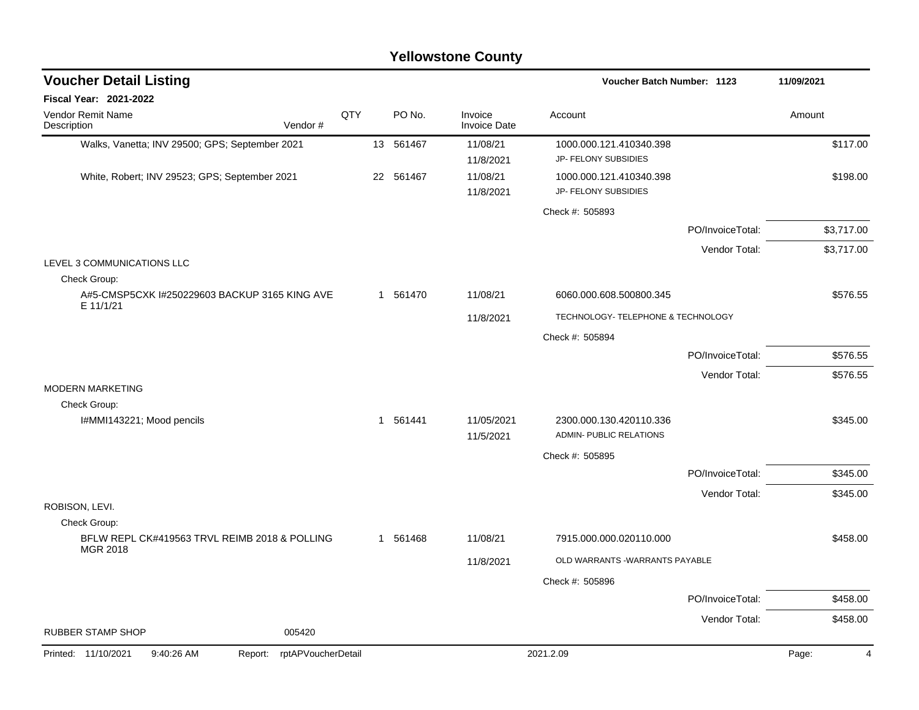# Yellowstone County

## Voucher Detail Listing

**Voucher Batch Number: 1123** 11/09/2021

**Fiscal Year: 2021-2022**

| Vendor Remit Name / Description | Vendor # | QTY | PO No. | Invoice / Invoice Date | Account | Amount |
|---|---|---|---|---|---|---|
| Walks, Vanetta; INV 29500; GPS; September 2021 | | 13 | 561467 | 11/08/21 / 11/8/2021 | 1000.000.121.410340.398 JP- FELONY SUBSIDIES | $117.00 |
| White, Robert; INV 29523; GPS; September 2021 | | 22 | 561467 | 11/08/21 / 11/8/2021 | 1000.000.121.410340.398 JP- FELONY SUBSIDIES | $198.00 |
| | | | | | Check #: 505893 | |
| | | | | | PO/InvoiceTotal: | $3,717.00 |
| | | | | | Vendor Total: | $3,717.00 |
| LEVEL 3 COMMUNICATIONS LLC | | | | | | |
| Check Group: | | | | | | |
| A#5-CMSP5CXK I#250229603 BACKUP 3165 KING AVE E 11/1/21 | | 1 | 561470 | 11/08/21 / 11/8/2021 | 6060.000.608.500800.345 TECHNOLOGY- TELEPHONE & TECHNOLOGY | $576.55 |
| | | | | | Check #: 505894 | |
| | | | | | PO/InvoiceTotal: | $576.55 |
| | | | | | Vendor Total: | $576.55 |
| MODERN MARKETING | | | | | | |
| Check Group: | | | | | | |
| I#MMI143221; Mood pencils | | 1 | 561441 | 11/05/2021 / 11/5/2021 | 2300.000.130.420110.336 ADMIN- PUBLIC RELATIONS | $345.00 |
| | | | | | Check #: 505895 | |
| | | | | | PO/InvoiceTotal: | $345.00 |
| | | | | | Vendor Total: | $345.00 |
| ROBISON, LEVI. | | | | | | |
| Check Group: | | | | | | |
| BFLW REPL CK#419563 TRVL REIMB 2018 & POLLING MGR 2018 | | 1 | 561468 | 11/08/21 / 11/8/2021 | 7915.000.000.020110.000 OLD WARRANTS -WARRANTS PAYABLE | $458.00 |
| | | | | | Check #: 505896 | |
| | | | | | PO/InvoiceTotal: | $458.00 |
| | | | | | Vendor Total: | $458.00 |
| RUBBER STAMP SHOP | 005420 | | | | | |

Printed: 11/10/2021 9:40:26 AM Report: rptAPVoucherDetail 2021.2.09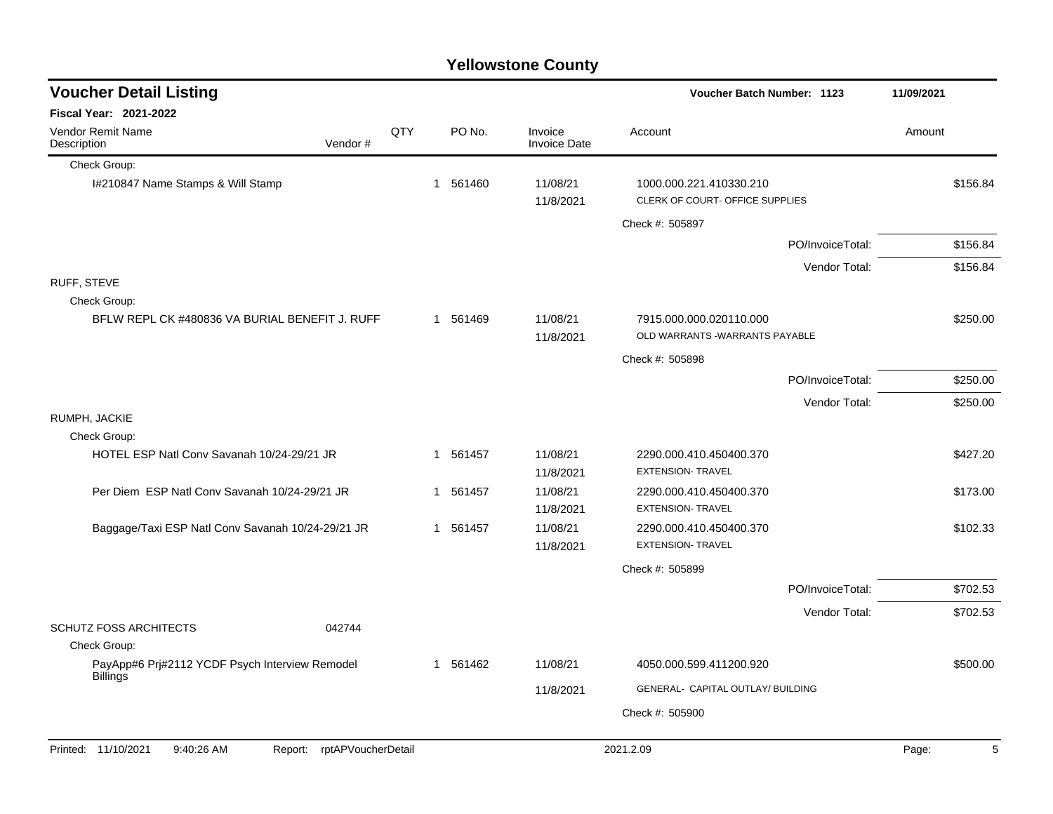# Yellowstone County

## Voucher Detail Listing

**Voucher Batch Number: 1123** — 11/09/2021

**Fiscal Year: 2021-2022**

| Vendor Remit Name / Description | Vendor # | QTY | PO No. | Invoice / Invoice Date | Account | Amount |
|---|---|---|---|---|---|---|
| Check Group: | | | | | | |
| I#210847 Name Stamps & Will Stamp | | 1 | 561460 | 11/08/21 11/8/2021 | 1000.000.221.410330.210 CLERK OF COURT- OFFICE SUPPLIES | $156.84 |
| | | | | | Check #: 505897 | |
| | | | | | PO/InvoiceTotal: | $156.84 |
| | | | | | Vendor Total: | $156.84 |
| RUFF, STEVE | | | | | | |
| Check Group: | | | | | | |
| BFLW REPL CK #480836 VA BURIAL BENEFIT J. RUFF | | 1 | 561469 | 11/08/21 11/8/2021 | 7915.000.000.020110.000 OLD WARRANTS -WARRANTS PAYABLE | $250.00 |
| | | | | | Check #: 505898 | |
| | | | | | PO/InvoiceTotal: | $250.00 |
| | | | | | Vendor Total: | $250.00 |
| RUMPH, JACKIE | | | | | | |
| Check Group: | | | | | | |
| HOTEL ESP Natl Conv Savanah 10/24-29/21 JR | | 1 | 561457 | 11/08/21 11/8/2021 | 2290.000.410.450400.370 EXTENSION- TRAVEL | $427.20 |
| Per Diem ESP Natl Conv Savanah 10/24-29/21 JR | | 1 | 561457 | 11/08/21 11/8/2021 | 2290.000.410.450400.370 EXTENSION- TRAVEL | $173.00 |
| Baggage/Taxi ESP Natl Conv Savanah 10/24-29/21 JR | | 1 | 561457 | 11/08/21 11/8/2021 | 2290.000.410.450400.370 EXTENSION- TRAVEL | $102.33 |
| | | | | | Check #: 505899 | |
| | | | | | PO/InvoiceTotal: | $702.53 |
| | | | | | Vendor Total: | $702.53 |
| SCHUTZ FOSS ARCHITECTS | 042744 | | | | | |
| Check Group: | | | | | | |
| PayApp#6 Prj#2112 YCDF Psych Interview Remodel Billings | | 1 | 561462 | 11/08/21 11/8/2021 | 4050.000.599.411200.920 GENERAL- CAPITAL OUTLAY/ BUILDING | $500.00 |
| | | | | | Check #: 505900 | |

Printed: 11/10/2021 9:40:26 AM Report: rptAPVoucherDetail 2021.2.09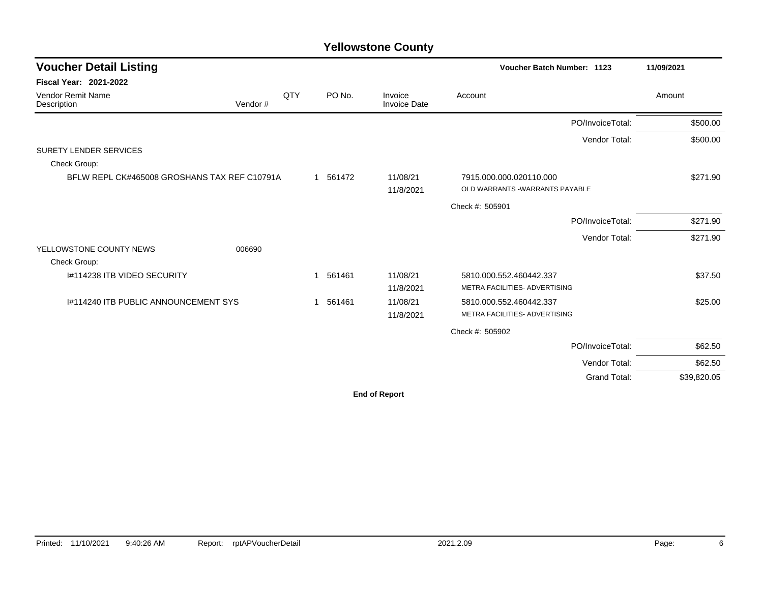## Yellowstone County

### Voucher Detail Listing

**Voucher Batch Number: 1123** — **11/09/2021**

**Fiscal Year: 2021-2022**

| Vendor Remit Name / Description | Vendor # | QTY | PO No. | Invoice / Invoice Date | Account | Amount |
|---|---|---|---|---|---|---|
| | | | | | PO/InvoiceTotal: | $500.00 |
| | | | | | Vendor Total: | $500.00 |
| SURETY LENDER SERVICES | | | | | | |
| Check Group: | | | | | | |
| BFLW REPL CK#465008 GROSHANS TAX REF C10791A | | 1 | 561472 | 11/08/21 11/8/2021 | 7915.000.000.020110.000 OLD WARRANTS -WARRANTS PAYABLE | $271.90 |
| | | | | | Check #: 505901 | |
| | | | | | PO/InvoiceTotal: | $271.90 |
| | | | | | Vendor Total: | $271.90 |
| YELLOWSTONE COUNTY NEWS | 006690 | | | | | |
| Check Group: | | | | | | |
| I#114238 ITB VIDEO SECURITY | | 1 | 561461 | 11/08/21 11/8/2021 | 5810.000.552.460442.337 METRA FACILITIES- ADVERTISING | $37.50 |
| I#114240 ITB PUBLIC ANNOUNCEMENT SYS | | 1 | 561461 | 11/08/21 11/8/2021 | 5810.000.552.460442.337 METRA FACILITIES- ADVERTISING | $25.00 |
| | | | | | Check #: 505902 | |
| | | | | | PO/InvoiceTotal: | $62.50 |
| | | | | | Vendor Total: | $62.50 |
| | | | | | Grand Total: | $39,820.05 |

**End of Report**